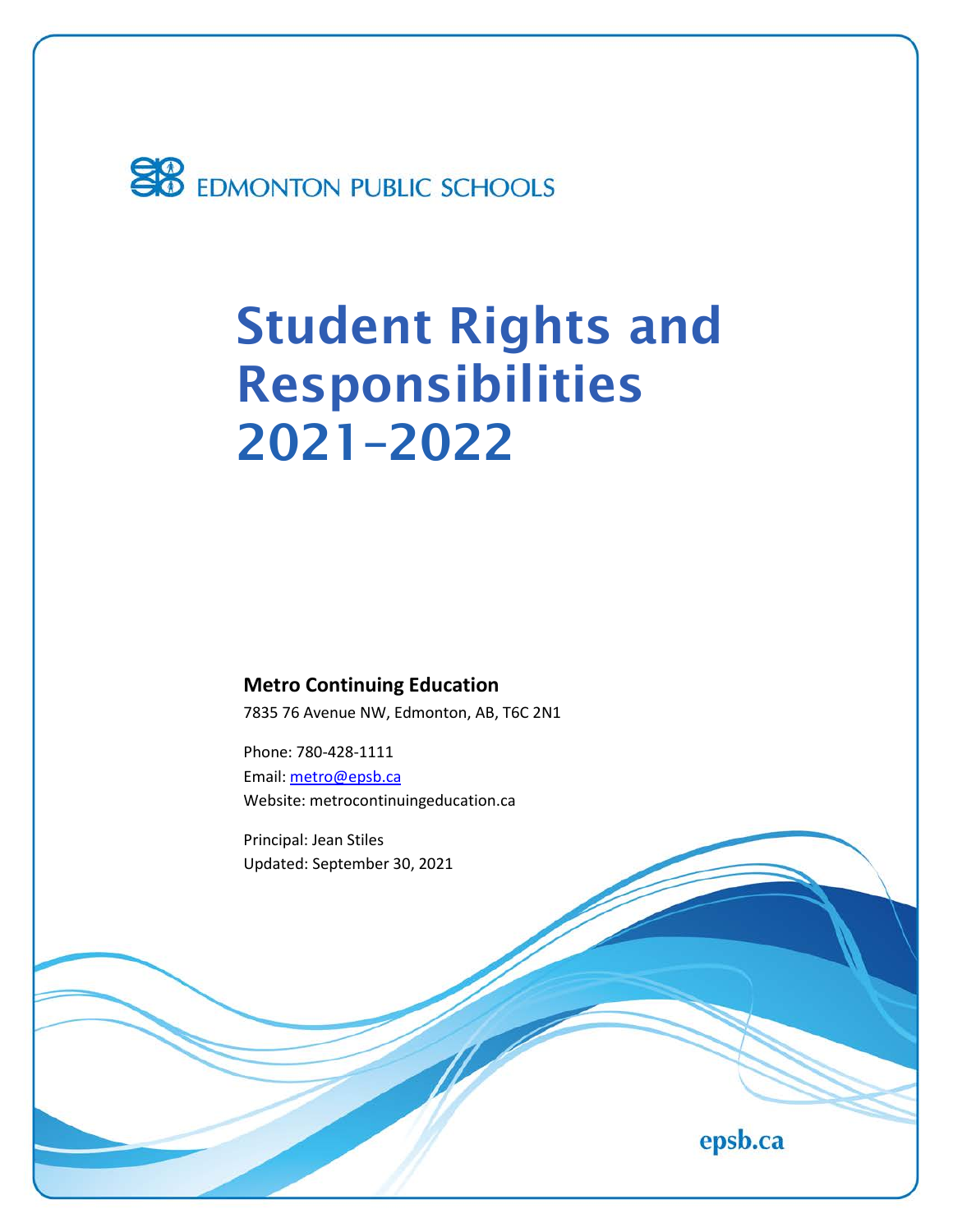EDMONTON PUBLIC SCHOOLS

# Student Rights and Responsibilities 2021–2022

**Metro Continuing Education**

7835 76 Avenue NW, Edmonton, AB, T6C 2N1

Phone: 780-428-1111
Email: metro@epsb.ca
Website: metrocontinuingeducation.ca

Principal: Jean Stiles
Updated: September 30, 2021

epsb.ca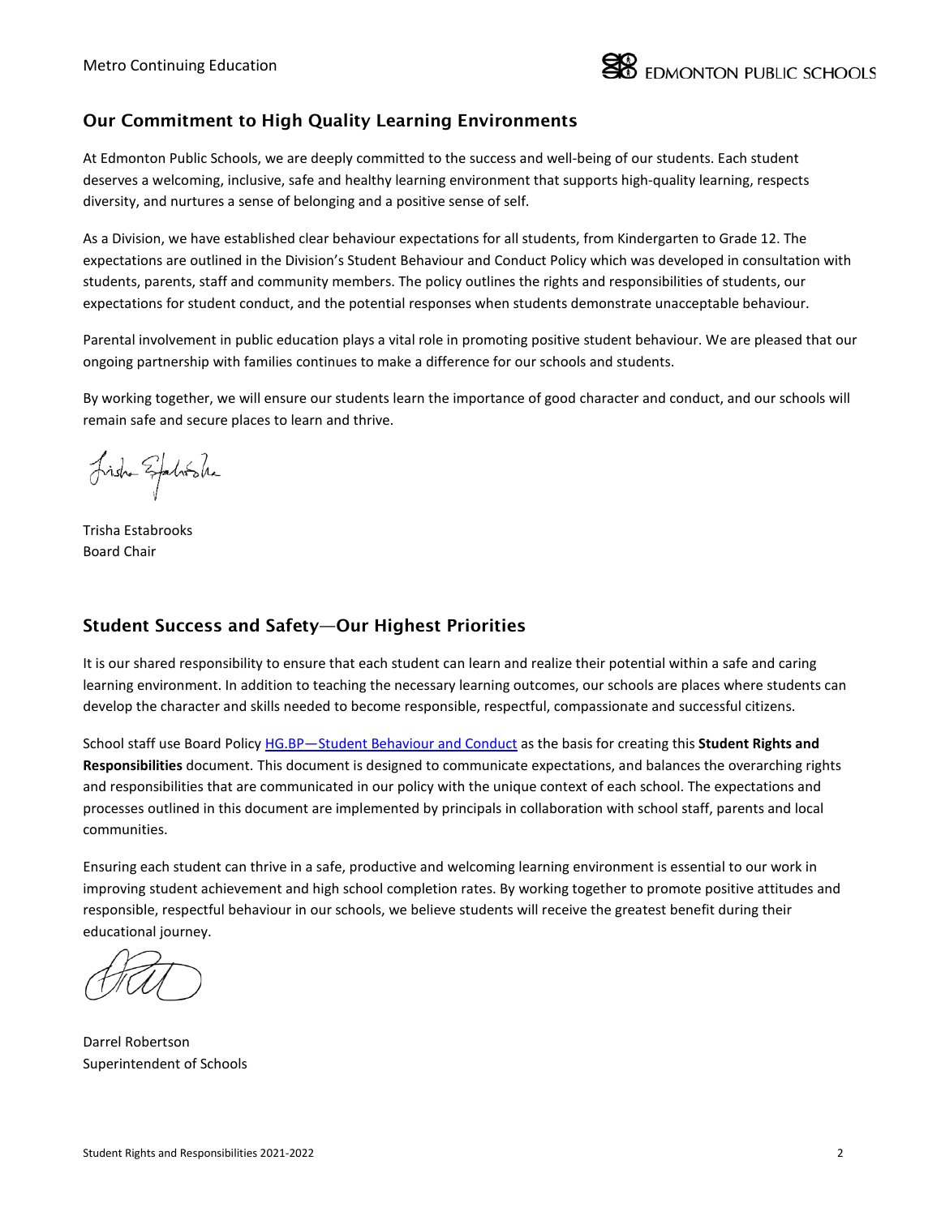## Our Commitment to High Quality Learning Environments

At Edmonton Public Schools, we are deeply committed to the success and well-being of our students. Each student deserves a welcoming, inclusive, safe and healthy learning environment that supports high-quality learning, respects diversity, and nurtures a sense of belonging and a positive sense of self.

As a Division, we have established clear behaviour expectations for all students, from Kindergarten to Grade 12. The expectations are outlined in the Division's Student Behaviour and Conduct Policy which was developed in consultation with students, parents, staff and community members. The policy outlines the rights and responsibilities of students, our expectations for student conduct, and the potential responses when students demonstrate unacceptable behaviour.

Parental involvement in public education plays a vital role in promoting positive student behaviour. We are pleased that our ongoing partnership with families continues to make a difference for our schools and students.

By working together, we will ensure our students learn the importance of good character and conduct, and our schools will remain safe and secure places to learn and thrive.

Trisha Estabrooks
Board Chair

## Student Success and Safety—Our Highest Priorities

It is our shared responsibility to ensure that each student can learn and realize their potential within a safe and caring learning environment. In addition to teaching the necessary learning outcomes, our schools are places where students can develop the character and skills needed to become responsible, respectful, compassionate and successful citizens.

School staff use Board Policy HG.BP—Student Behaviour and Conduct as the basis for creating this **Student Rights and Responsibilities** document. This document is designed to communicate expectations, and balances the overarching rights and responsibilities that are communicated in our policy with the unique context of each school. The expectations and processes outlined in this document are implemented by principals in collaboration with school staff, parents and local communities.

Ensuring each student can thrive in a safe, productive and welcoming learning environment is essential to our work in improving student achievement and high school completion rates. By working together to promote positive attitudes and responsible, respectful behaviour in our schools, we believe students will receive the greatest benefit during their educational journey.

Darrel Robertson
Superintendent of Schools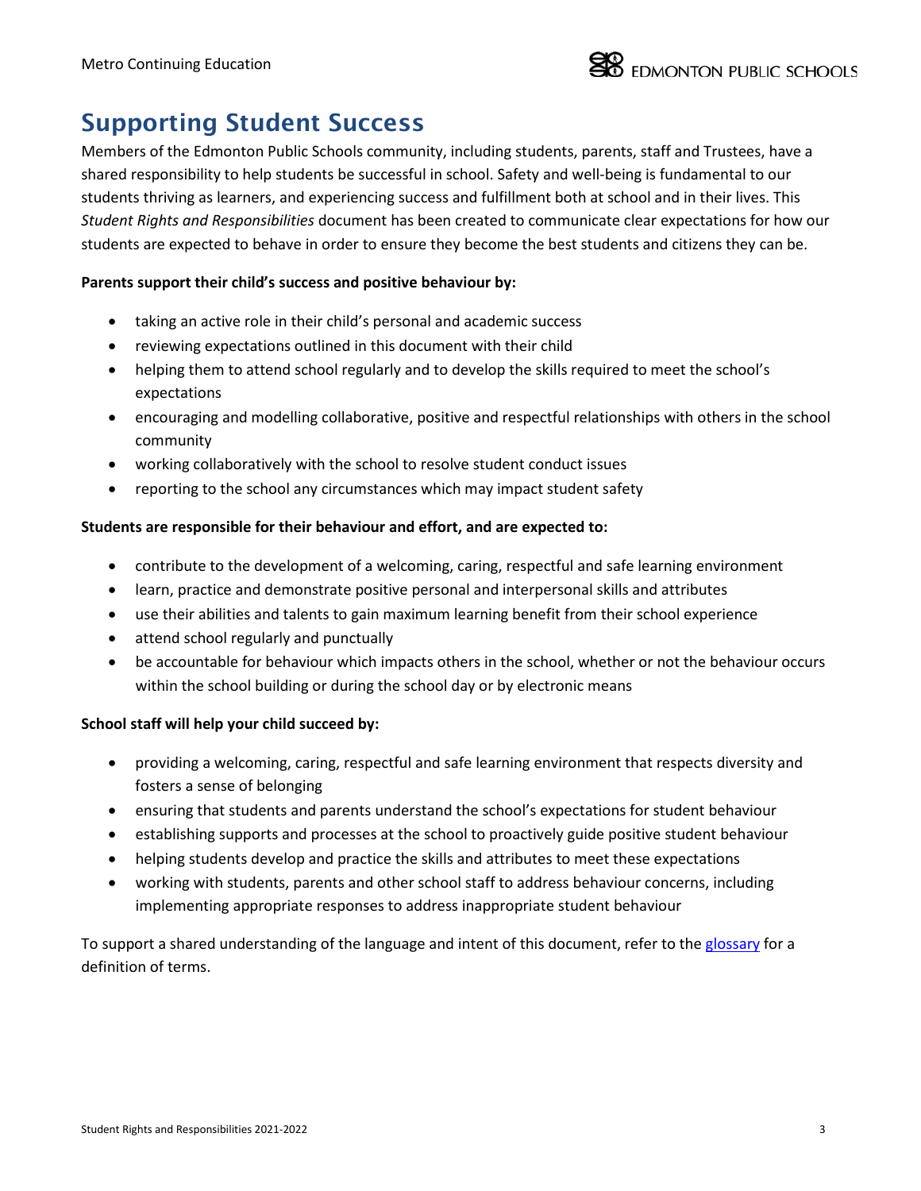# Supporting Student Success

Members of the Edmonton Public Schools community, including students, parents, staff and Trustees, have a shared responsibility to help students be successful in school. Safety and well-being is fundamental to our students thriving as learners, and experiencing success and fulfillment both at school and in their lives. This *Student Rights and Responsibilities* document has been created to communicate clear expectations for how our students are expected to behave in order to ensure they become the best students and citizens they can be.

**Parents support their child's success and positive behaviour by:**

- taking an active role in their child's personal and academic success
- reviewing expectations outlined in this document with their child
- helping them to attend school regularly and to develop the skills required to meet the school's expectations
- encouraging and modelling collaborative, positive and respectful relationships with others in the school community
- working collaboratively with the school to resolve student conduct issues
- reporting to the school any circumstances which may impact student safety

**Students are responsible for their behaviour and effort, and are expected to:**

- contribute to the development of a welcoming, caring, respectful and safe learning environment
- learn, practice and demonstrate positive personal and interpersonal skills and attributes
- use their abilities and talents to gain maximum learning benefit from their school experience
- attend school regularly and punctually
- be accountable for behaviour which impacts others in the school, whether or not the behaviour occurs within the school building or during the school day or by electronic means

**School staff will help your child succeed by:**

- providing a welcoming, caring, respectful and safe learning environment that respects diversity and fosters a sense of belonging
- ensuring that students and parents understand the school's expectations for student behaviour
- establishing supports and processes at the school to proactively guide positive student behaviour
- helping students develop and practice the skills and attributes to meet these expectations
- working with students, parents and other school staff to address behaviour concerns, including implementing appropriate responses to address inappropriate student behaviour

To support a shared understanding of the language and intent of this document, refer to the glossary for a definition of terms.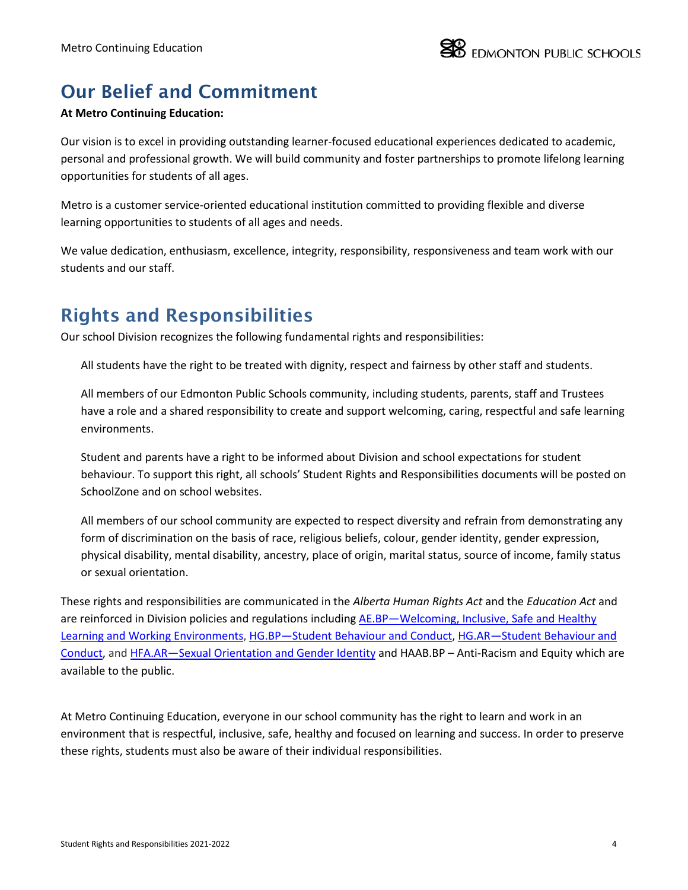## Our Belief and Commitment

**At Metro Continuing Education:**

Our vision is to excel in providing outstanding learner-focused educational experiences dedicated to academic, personal and professional growth. We will build community and foster partnerships to promote lifelong learning opportunities for students of all ages.

Metro is a customer service-oriented educational institution committed to providing flexible and diverse learning opportunities to students of all ages and needs.

We value dedication, enthusiasm, excellence, integrity, responsibility, responsiveness and team work with our students and our staff.

## Rights and Responsibilities

Our school Division recognizes the following fundamental rights and responsibilities:

> All students have the right to be treated with dignity, respect and fairness by other staff and students.
>
> All members of our Edmonton Public Schools community, including students, parents, staff and Trustees have a role and a shared responsibility to create and support welcoming, caring, respectful and safe learning environments.
>
> Student and parents have a right to be informed about Division and school expectations for student behaviour. To support this right, all schools' Student Rights and Responsibilities documents will be posted on SchoolZone and on school websites.
>
> All members of our school community are expected to respect diversity and refrain from demonstrating any form of discrimination on the basis of race, religious beliefs, colour, gender identity, gender expression, physical disability, mental disability, ancestry, place of origin, marital status, source of income, family status or sexual orientation.

These rights and responsibilities are communicated in the *Alberta Human Rights Act* and the *Education Act* and are reinforced in Division policies and regulations including AE.BP—Welcoming, Inclusive, Safe and Healthy Learning and Working Environments, HG.BP—Student Behaviour and Conduct, HG.AR—Student Behaviour and Conduct, and HFA.AR—Sexual Orientation and Gender Identity and HAAB.BP – Anti-Racism and Equity which are available to the public.

At Metro Continuing Education, everyone in our school community has the right to learn and work in an environment that is respectful, inclusive, safe, healthy and focused on learning and success. In order to preserve these rights, students must also be aware of their individual responsibilities.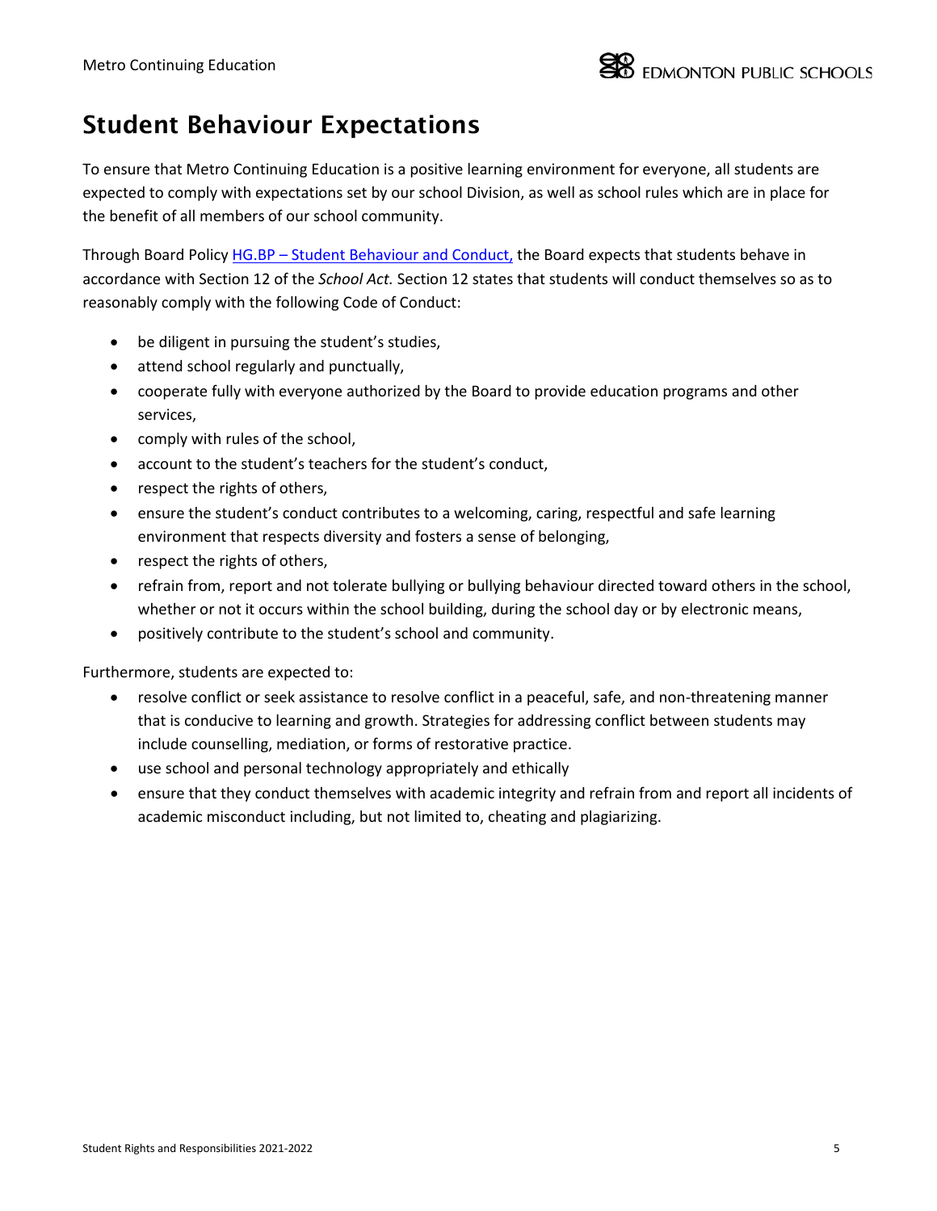# Student Behaviour Expectations

To ensure that Metro Continuing Education is a positive learning environment for everyone, all students are expected to comply with expectations set by our school Division, as well as school rules which are in place for the benefit of all members of our school community.

Through Board Policy HG.BP – Student Behaviour and Conduct, the Board expects that students behave in accordance with Section 12 of the *School Act.* Section 12 states that students will conduct themselves so as to reasonably comply with the following Code of Conduct:

- be diligent in pursuing the student's studies,
- attend school regularly and punctually,
- cooperate fully with everyone authorized by the Board to provide education programs and other services,
- comply with rules of the school,
- account to the student's teachers for the student's conduct,
- respect the rights of others,
- ensure the student's conduct contributes to a welcoming, caring, respectful and safe learning environment that respects diversity and fosters a sense of belonging,
- respect the rights of others,
- refrain from, report and not tolerate bullying or bullying behaviour directed toward others in the school, whether or not it occurs within the school building, during the school day or by electronic means,
- positively contribute to the student's school and community.

Furthermore, students are expected to:

- resolve conflict or seek assistance to resolve conflict in a peaceful, safe, and non-threatening manner that is conducive to learning and growth. Strategies for addressing conflict between students may include counselling, mediation, or forms of restorative practice.
- use school and personal technology appropriately and ethically
- ensure that they conduct themselves with academic integrity and refrain from and report all incidents of academic misconduct including, but not limited to, cheating and plagiarizing.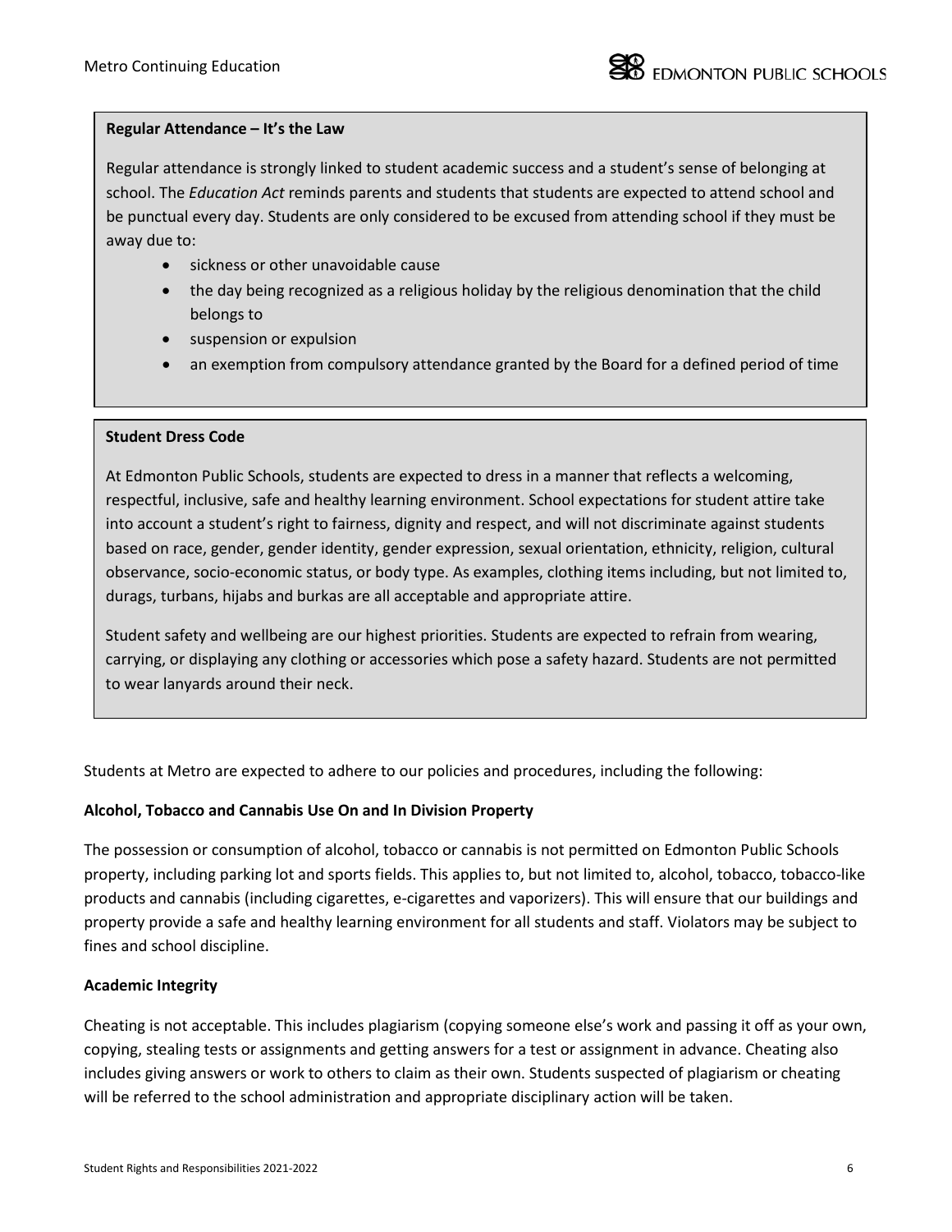**Regular Attendance – It's the Law**

Regular attendance is strongly linked to student academic success and a student's sense of belonging at school. The *Education Act* reminds parents and students that students are expected to attend school and be punctual every day. Students are only considered to be excused from attending school if they must be away due to:

- sickness or other unavoidable cause
- the day being recognized as a religious holiday by the religious denomination that the child belongs to
- suspension or expulsion
- an exemption from compulsory attendance granted by the Board for a defined period of time

**Student Dress Code**

At Edmonton Public Schools, students are expected to dress in a manner that reflects a welcoming, respectful, inclusive, safe and healthy learning environment. School expectations for student attire take into account a student's right to fairness, dignity and respect, and will not discriminate against students based on race, gender, gender identity, gender expression, sexual orientation, ethnicity, religion, cultural observance, socio-economic status, or body type. As examples, clothing items including, but not limited to, durags, turbans, hijabs and burkas are all acceptable and appropriate attire.

Student safety and wellbeing are our highest priorities. Students are expected to refrain from wearing, carrying, or displaying any clothing or accessories which pose a safety hazard. Students are not permitted to wear lanyards around their neck.

Students at Metro are expected to adhere to our policies and procedures, including the following:

**Alcohol, Tobacco and Cannabis Use On and In Division Property**

The possession or consumption of alcohol, tobacco or cannabis is not permitted on Edmonton Public Schools property, including parking lot and sports fields. This applies to, but not limited to, alcohol, tobacco, tobacco-like products and cannabis (including cigarettes, e-cigarettes and vaporizers). This will ensure that our buildings and property provide a safe and healthy learning environment for all students and staff. Violators may be subject to fines and school discipline.

**Academic Integrity**

Cheating is not acceptable. This includes plagiarism (copying someone else's work and passing it off as your own, copying, stealing tests or assignments and getting answers for a test or assignment in advance. Cheating also includes giving answers or work to others to claim as their own. Students suspected of plagiarism or cheating will be referred to the school administration and appropriate disciplinary action will be taken.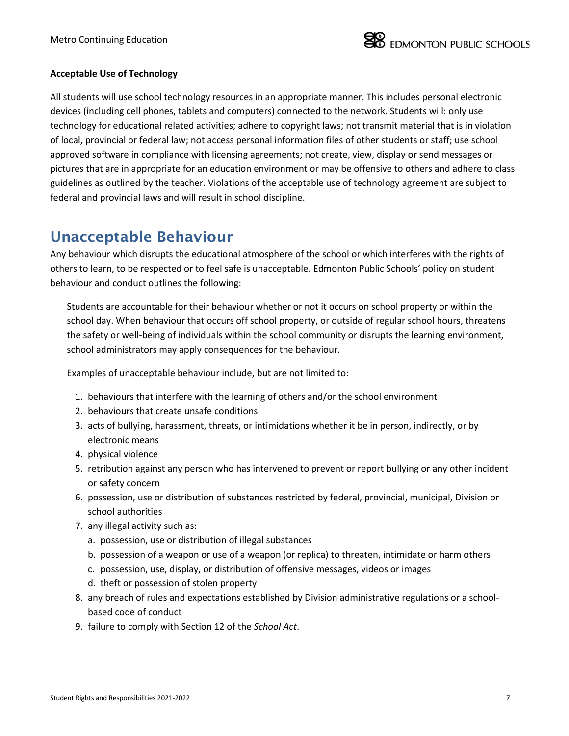**Acceptable Use of Technology**

All students will use school technology resources in an appropriate manner. This includes personal electronic devices (including cell phones, tablets and computers) connected to the network. Students will: only use technology for educational related activities; adhere to copyright laws; not transmit material that is in violation of local, provincial or federal law; not access personal information files of other students or staff; use school approved software in compliance with licensing agreements; not create, view, display or send messages or pictures that are in appropriate for an education environment or may be offensive to others and adhere to class guidelines as outlined by the teacher. Violations of the acceptable use of technology agreement are subject to federal and provincial laws and will result in school discipline.

## Unacceptable Behaviour

Any behaviour which disrupts the educational atmosphere of the school or which interferes with the rights of others to learn, to be respected or to feel safe is unacceptable. Edmonton Public Schools' policy on student behaviour and conduct outlines the following:

> Students are accountable for their behaviour whether or not it occurs on school property or within the school day. When behaviour that occurs off school property, or outside of regular school hours, threatens the safety or well-being of individuals within the school community or disrupts the learning environment, school administrators may apply consequences for the behaviour.
>
> Examples of unacceptable behaviour include, but are not limited to:
>
> 1. behaviours that interfere with the learning of others and/or the school environment
> 2. behaviours that create unsafe conditions
> 3. acts of bullying, harassment, threats, or intimidations whether it be in person, indirectly, or by electronic means
> 4. physical violence
> 5. retribution against any person who has intervened to prevent or report bullying or any other incident or safety concern
> 6. possession, use or distribution of substances restricted by federal, provincial, municipal, Division or school authorities
> 7. any illegal activity such as:
>    a. possession, use or distribution of illegal substances
>    b. possession of a weapon or use of a weapon (or replica) to threaten, intimidate or harm others
>    c. possession, use, display, or distribution of offensive messages, videos or images
>    d. theft or possession of stolen property
> 8. any breach of rules and expectations established by Division administrative regulations or a school-based code of conduct
> 9. failure to comply with Section 12 of the *School Act*.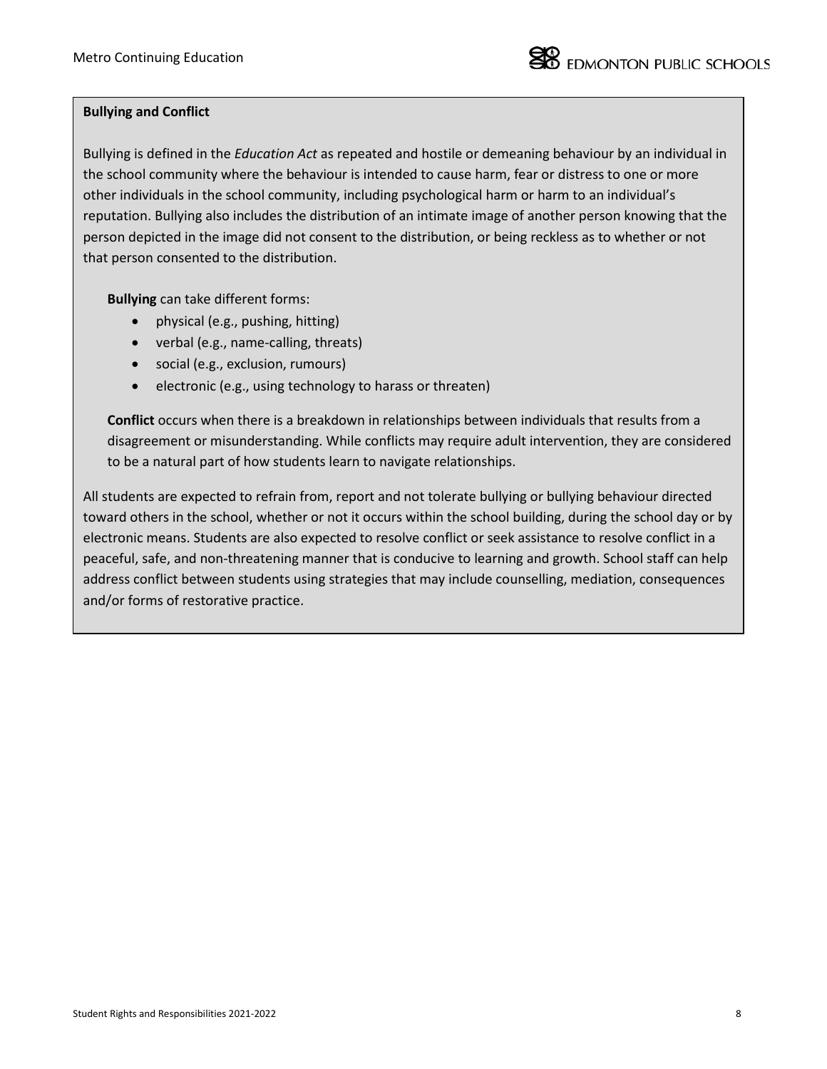**Bullying and Conflict**

Bullying is defined in the *Education Act* as repeated and hostile or demeaning behaviour by an individual in the school community where the behaviour is intended to cause harm, fear or distress to one or more other individuals in the school community, including psychological harm or harm to an individual's reputation. Bullying also includes the distribution of an intimate image of another person knowing that the person depicted in the image did not consent to the distribution, or being reckless as to whether or not that person consented to the distribution.

**Bullying** can take different forms:

- physical (e.g., pushing, hitting)
- verbal (e.g., name-calling, threats)
- social (e.g., exclusion, rumours)
- electronic (e.g., using technology to harass or threaten)

**Conflict** occurs when there is a breakdown in relationships between individuals that results from a disagreement or misunderstanding. While conflicts may require adult intervention, they are considered to be a natural part of how students learn to navigate relationships.

All students are expected to refrain from, report and not tolerate bullying or bullying behaviour directed toward others in the school, whether or not it occurs within the school building, during the school day or by electronic means. Students are also expected to resolve conflict or seek assistance to resolve conflict in a peaceful, safe, and non-threatening manner that is conducive to learning and growth. School staff can help address conflict between students using strategies that may include counselling, mediation, consequences and/or forms of restorative practice.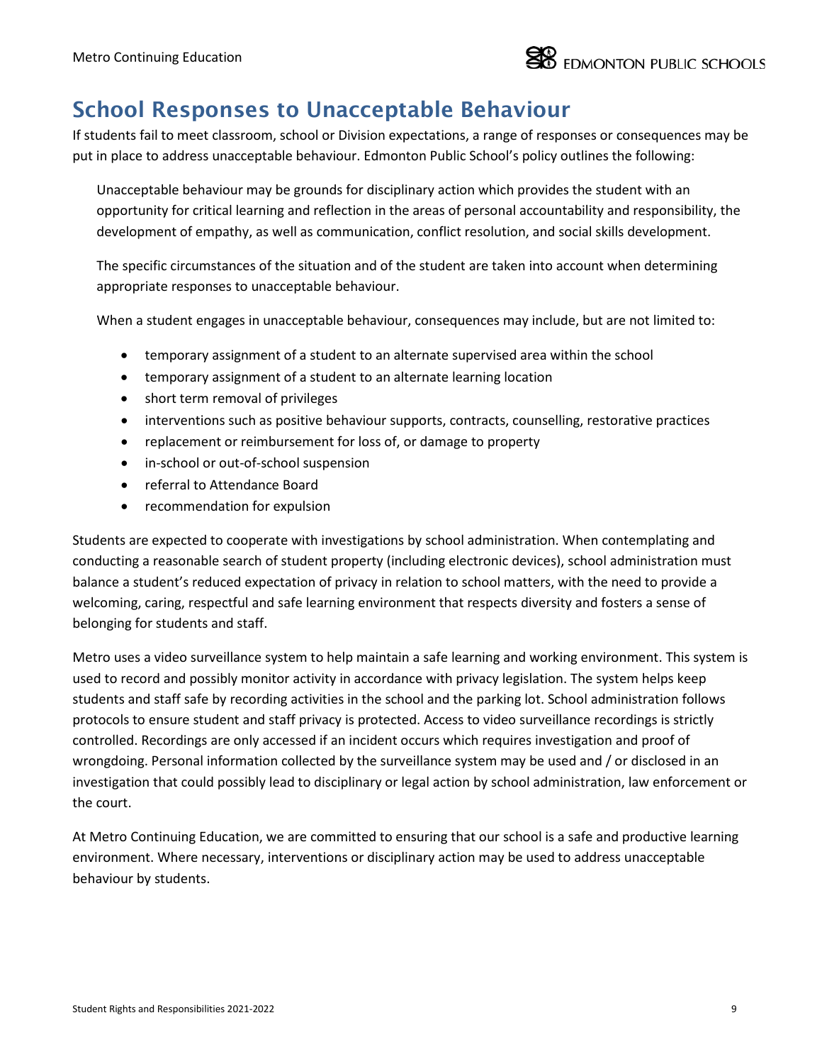## School Responses to Unacceptable Behaviour

If students fail to meet classroom, school or Division expectations, a range of responses or consequences may be put in place to address unacceptable behaviour. Edmonton Public School's policy outlines the following:

> Unacceptable behaviour may be grounds for disciplinary action which provides the student with an opportunity for critical learning and reflection in the areas of personal accountability and responsibility, the development of empathy, as well as communication, conflict resolution, and social skills development.
>
> The specific circumstances of the situation and of the student are taken into account when determining appropriate responses to unacceptable behaviour.
>
> When a student engages in unacceptable behaviour, consequences may include, but are not limited to:
>
> - temporary assignment of a student to an alternate supervised area within the school
> - temporary assignment of a student to an alternate learning location
> - short term removal of privileges
> - interventions such as positive behaviour supports, contracts, counselling, restorative practices
> - replacement or reimbursement for loss of, or damage to property
> - in-school or out-of-school suspension
> - referral to Attendance Board
> - recommendation for expulsion

Students are expected to cooperate with investigations by school administration. When contemplating and conducting a reasonable search of student property (including electronic devices), school administration must balance a student's reduced expectation of privacy in relation to school matters, with the need to provide a welcoming, caring, respectful and safe learning environment that respects diversity and fosters a sense of belonging for students and staff.

Metro uses a video surveillance system to help maintain a safe learning and working environment. This system is used to record and possibly monitor activity in accordance with privacy legislation. The system helps keep students and staff safe by recording activities in the school and the parking lot. School administration follows protocols to ensure student and staff privacy is protected. Access to video surveillance recordings is strictly controlled. Recordings are only accessed if an incident occurs which requires investigation and proof of wrongdoing. Personal information collected by the surveillance system may be used and / or disclosed in an investigation that could possibly lead to disciplinary or legal action by school administration, law enforcement or the court.

At Metro Continuing Education, we are committed to ensuring that our school is a safe and productive learning environment. Where necessary, interventions or disciplinary action may be used to address unacceptable behaviour by students.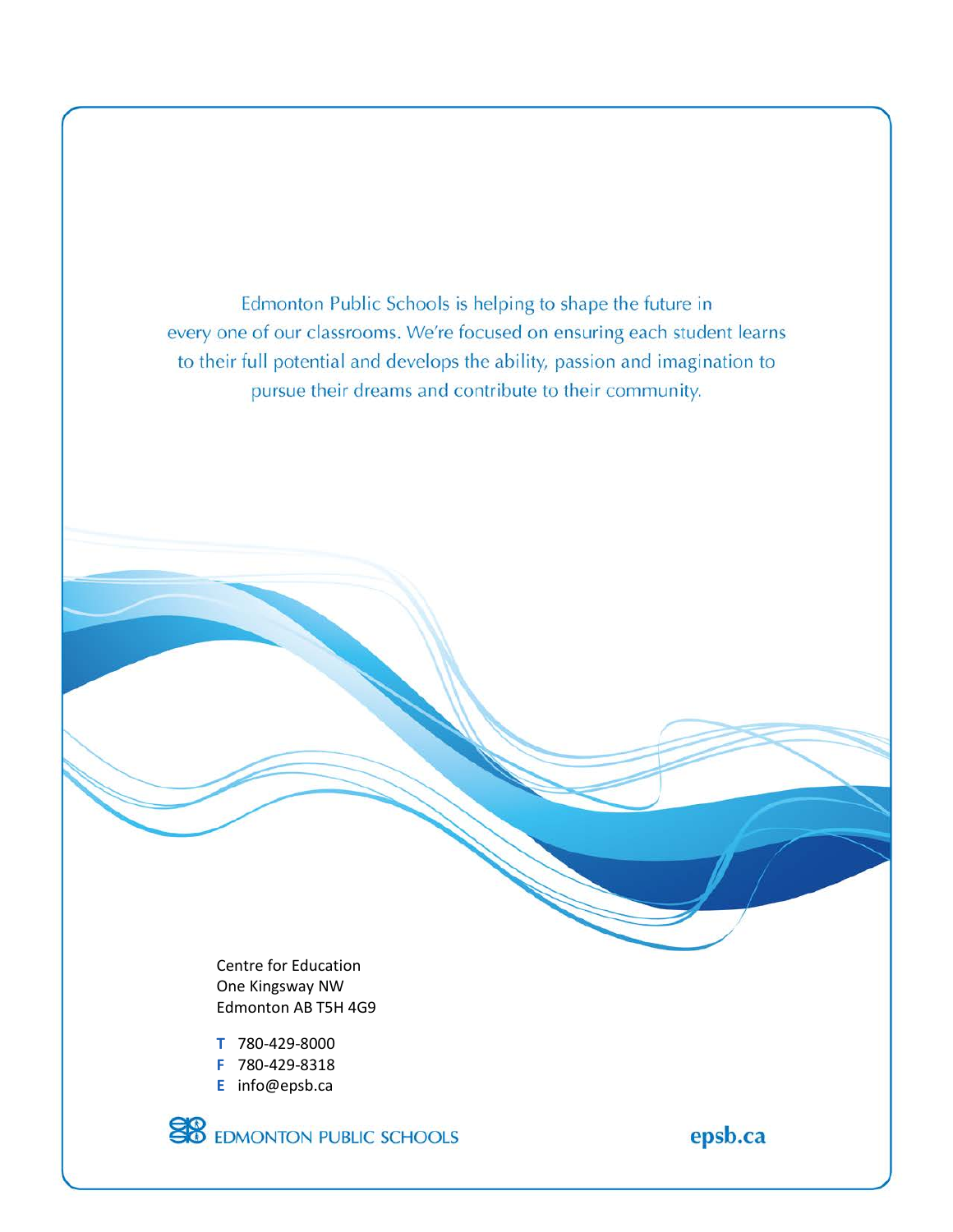Edmonton Public Schools is helping to shape the future in every one of our classrooms. We're focused on ensuring each student learns to their full potential and develops the ability, passion and imagination to pursue their dreams and contribute to their community.

Centre for Education
One Kingsway NW
Edmonton AB T5H 4G9

**T** 780-429-8000
**F** 780-429-8318
**E** info@epsb.ca

EDMONTON PUBLIC SCHOOLS

**epsb.ca**